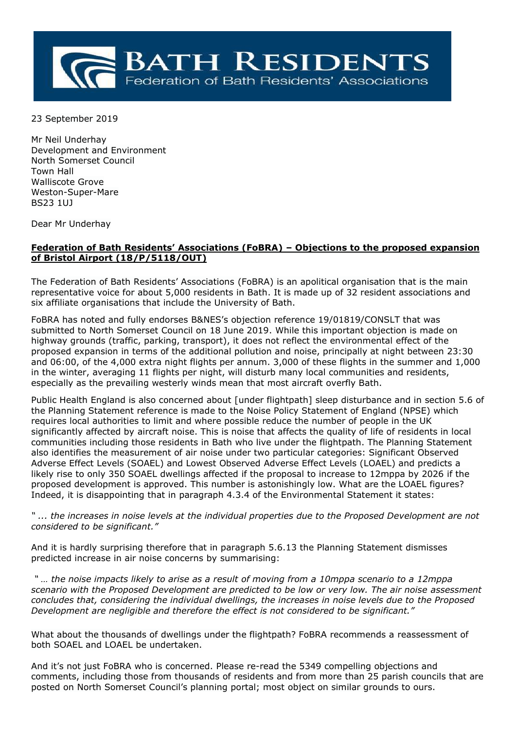**BATH RESIDENTS**
Federation of Bath Residents' Associations

23 September 2019

Mr Neil Underhay
Development and Environment
North Somerset Council
Town Hall
Walliscote Grove
Weston-Super-Mare
BS23 1UJ

Dear Mr Underhay

**Federation of Bath Residents' Associations (FoBRA) – Objections to the proposed expansion of Bristol Airport (18/P/5118/OUT)**

The Federation of Bath Residents' Associations (FoBRA) is an apolitical organisation that is the main representative voice for about 5,000 residents in Bath. It is made up of 32 resident associations and six affiliate organisations that include the University of Bath.

FoBRA has noted and fully endorses B&NES's objection reference 19/01819/CONSLT that was submitted to North Somerset Council on 18 June 2019. While this important objection is made on highway grounds (traffic, parking, transport), it does not reflect the environmental effect of the proposed expansion in terms of the additional pollution and noise, principally at night between 23:30 and 06:00, of the 4,000 extra night flights per annum. 3,000 of these flights in the summer and 1,000 in the winter, averaging 11 flights per night, will disturb many local communities and residents, especially as the prevailing westerly winds mean that most aircraft overfly Bath.

Public Health England is also concerned about [under flightpath] sleep disturbance and in section 5.6 of the Planning Statement reference is made to the Noise Policy Statement of England (NPSE) which requires local authorities to limit and where possible reduce the number of people in the UK significantly affected by aircraft noise. This is noise that affects the quality of life of residents in local communities including those residents in Bath who live under the flightpath. The Planning Statement also identifies the measurement of air noise under two particular categories: Significant Observed Adverse Effect Levels (SOAEL) and Lowest Observed Adverse Effect Levels (LOAEL) and predicts a likely rise to only 350 SOAEL dwellings affected if the proposal to increase to 12mppa by 2026 if the proposed development is approved. This number is astonishingly low. What are the LOAEL figures? Indeed, it is disappointing that in paragraph 4.3.4 of the Environmental Statement it states:

*" ... the increases in noise levels at the individual properties due to the Proposed Development are not considered to be significant."*

And it is hardly surprising therefore that in paragraph 5.6.13 the Planning Statement dismisses predicted increase in air noise concerns by summarising:

*" … the noise impacts likely to arise as a result of moving from a 10mppa scenario to a 12mppa scenario with the Proposed Development are predicted to be low or very low. The air noise assessment concludes that, considering the individual dwellings, the increases in noise levels due to the Proposed Development are negligible and therefore the effect is not considered to be significant."*

What about the thousands of dwellings under the flightpath? FoBRA recommends a reassessment of both SOAEL and LOAEL be undertaken.

And it's not just FoBRA who is concerned. Please re-read the 5349 compelling objections and comments, including those from thousands of residents and from more than 25 parish councils that are posted on North Somerset Council's planning portal; most object on similar grounds to ours.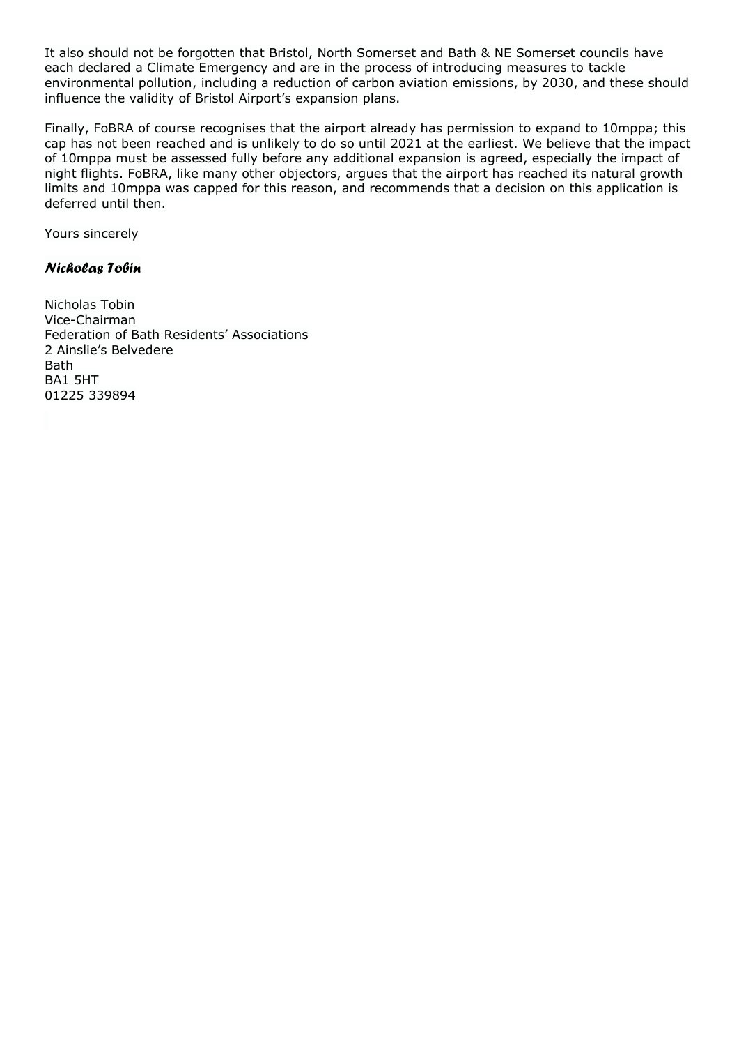It also should not be forgotten that Bristol, North Somerset and Bath & NE Somerset councils have each declared a Climate Emergency and are in the process of introducing measures to tackle environmental pollution, including a reduction of carbon aviation emissions, by 2030, and these should influence the validity of Bristol Airport's expansion plans.

Finally, FoBRA of course recognises that the airport already has permission to expand to 10mppa; this cap has not been reached and is unlikely to do so until 2021 at the earliest. We believe that the impact of 10mppa must be assessed fully before any additional expansion is agreed, especially the impact of night flights. FoBRA, like many other objectors, argues that the airport has reached its natural growth limits and 10mppa was capped for this reason, and recommends that a decision on this application is deferred until then.

Yours sincerely

*Nicholas Tobin*

Nicholas Tobin
Vice-Chairman
Federation of Bath Residents' Associations
2 Ainslie's Belvedere
Bath
BA1 5HT
01225 339894